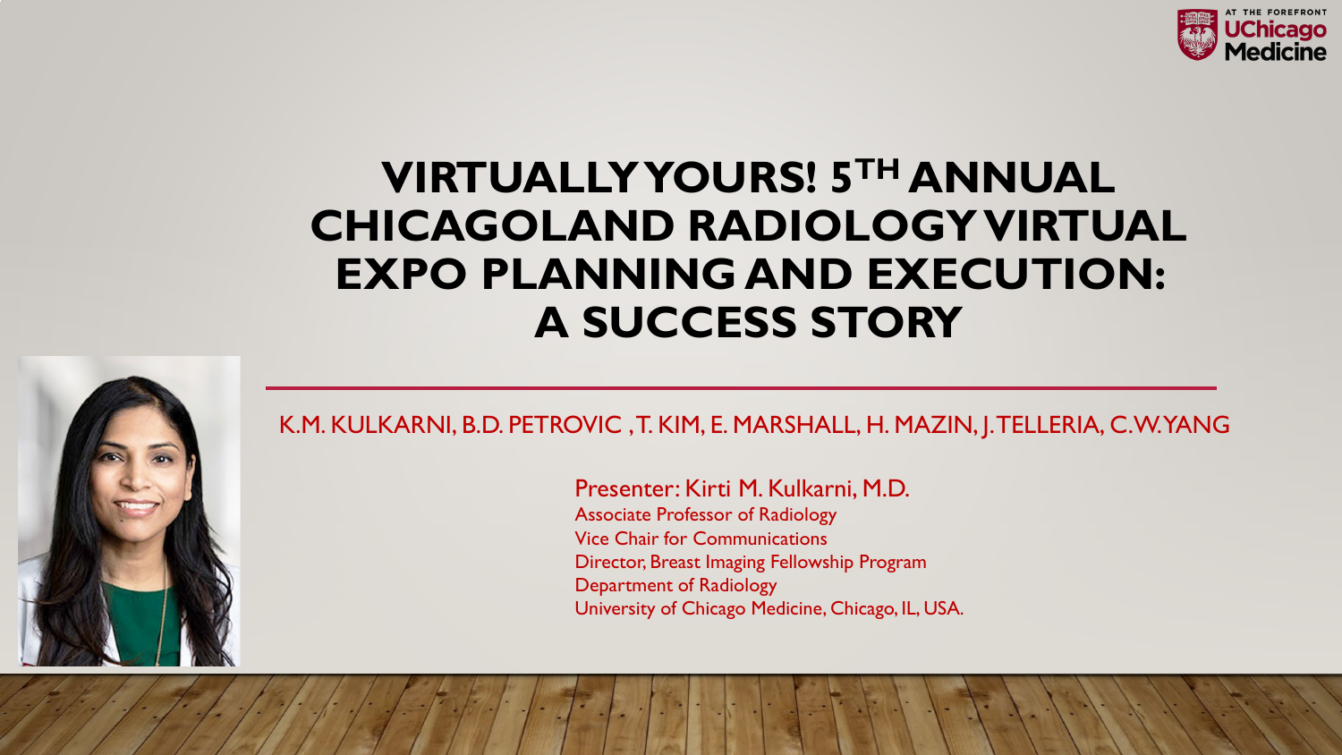# VIRTUALLY YOURS! 5TH ANNUAL CHICAGOLAND RADIOLOGY VIRTUAL EXPO PLANNING AND EXECUTION: A SUCCESS STORY

K.M. KULKARNI, B.D. PETROVIC , T. KIM, E. MARSHALL, H. MAZIN, J. TELLERIA, C.W. YANG

Presenter: Kirti M. Kulkarni, M.D.
Associate Professor of Radiology
Vice Chair for Communications
Director, Breast Imaging Fellowship Program
Department of Radiology
University of Chicago Medicine, Chicago, IL, USA.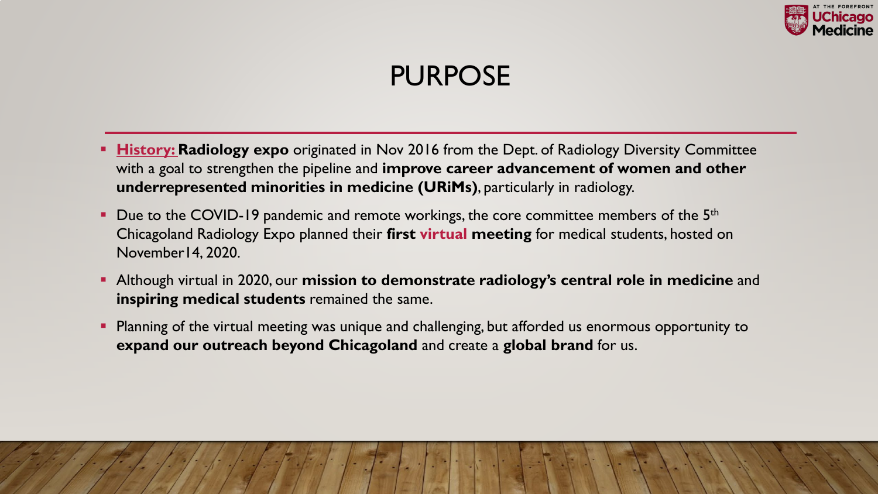# PURPOSE

- **History:** **Radiology expo** originated in Nov 2016 from the Dept. of Radiology Diversity Committee with a goal to strengthen the pipeline and **improve career advancement of women and other underrepresented minorities in medicine (URiMs)**, particularly in radiology.
- Due to the COVID-19 pandemic and remote workings, the core committee members of the 5th Chicagoland Radiology Expo planned their **first virtual meeting** for medical students, hosted on November14, 2020.
- Although virtual in 2020, our **mission to demonstrate radiology's central role in medicine** and **inspiring medical students** remained the same.
- Planning of the virtual meeting was unique and challenging, but afforded us enormous opportunity to **expand our outreach beyond Chicagoland** and create a **global brand** for us.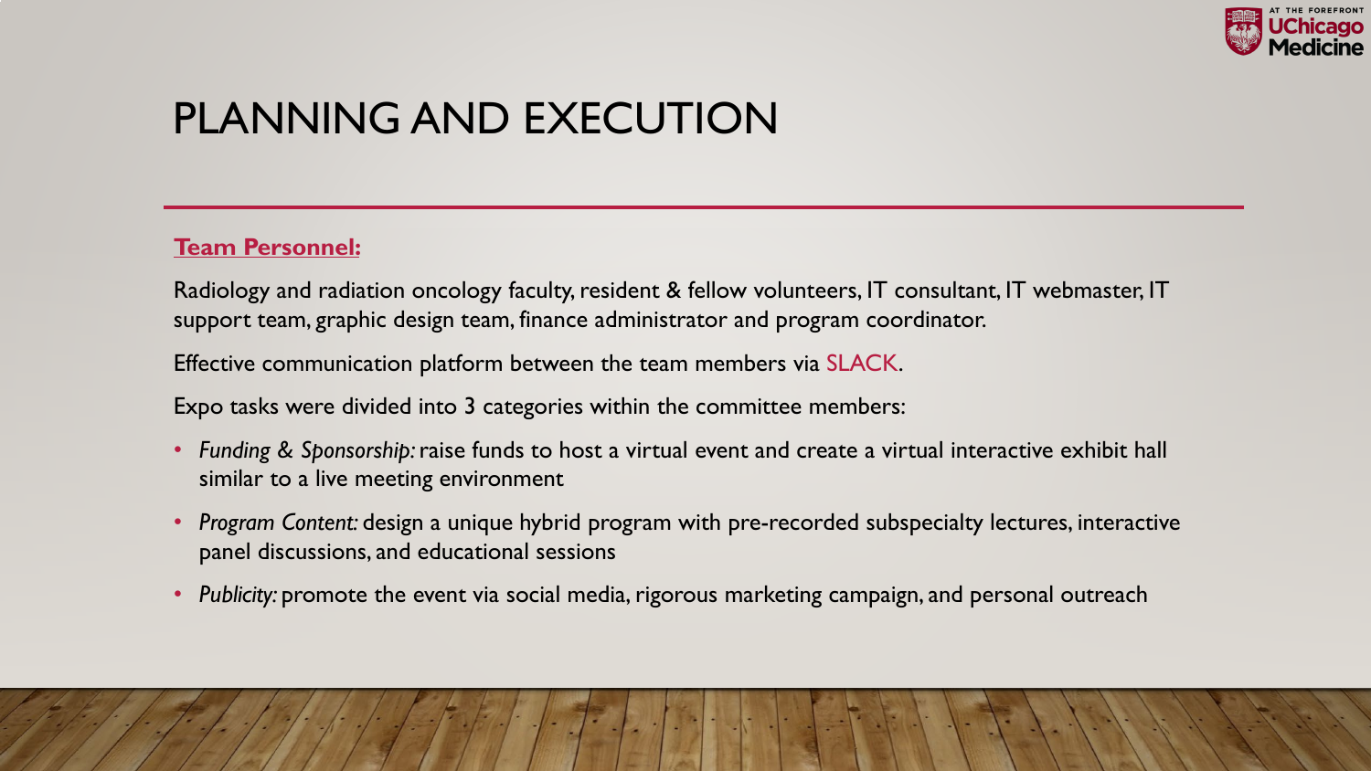# PLANNING AND EXECUTION

**Team Personnel:**

Radiology and radiation oncology faculty, resident & fellow volunteers, IT consultant, IT webmaster, IT support team, graphic design team, finance administrator and program coordinator.

Effective communication platform between the team members via SLACK.

Expo tasks were divided into 3 categories within the committee members:

- *Funding & Sponsorship:* raise funds to host a virtual event and create a virtual interactive exhibit hall similar to a live meeting environment
- *Program Content:* design a unique hybrid program with pre-recorded subspecialty lectures, interactive panel discussions, and educational sessions
- *Publicity:* promote the event via social media, rigorous marketing campaign, and personal outreach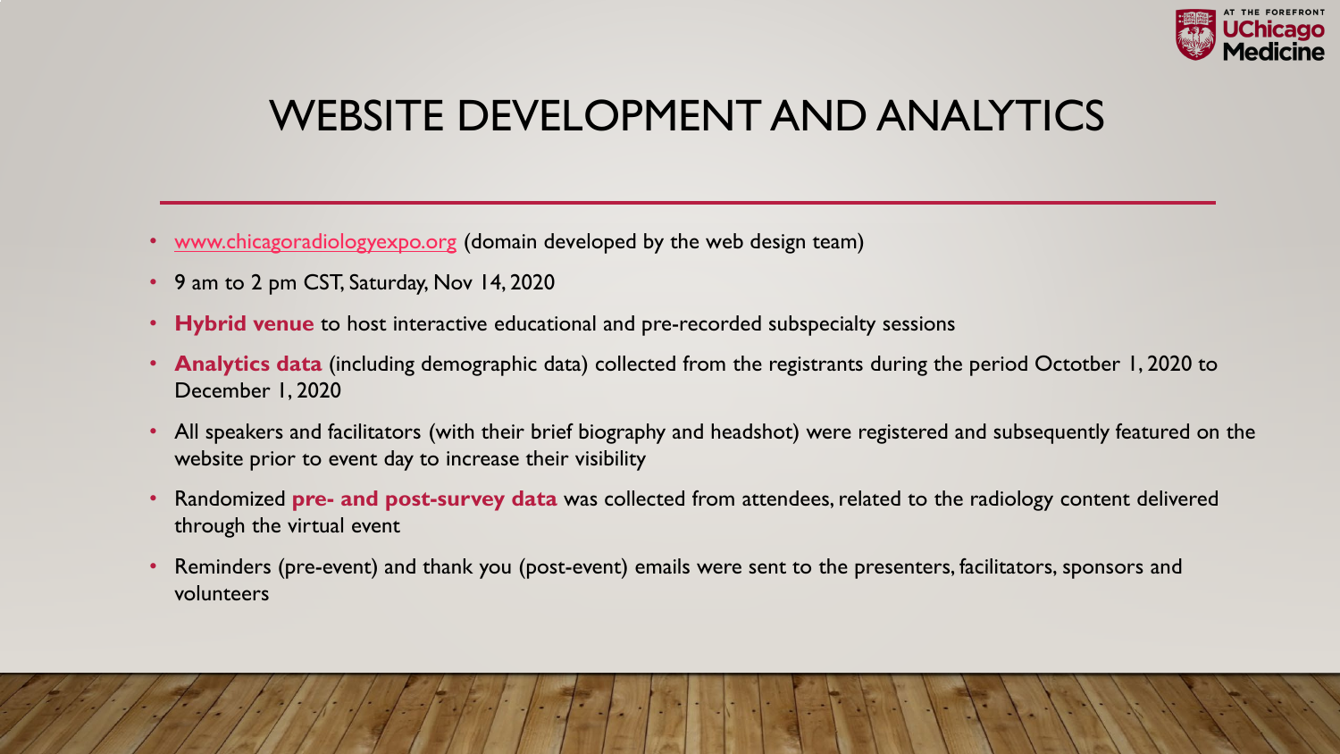# WEBSITE DEVELOPMENT AND ANALYTICS

- www.chicagoradiologyexpo.org (domain developed by the web design team)
- 9 am to 2 pm CST, Saturday, Nov 14, 2020
- **Hybrid venue** to host interactive educational and pre-recorded subspecialty sessions
- **Analytics data** (including demographic data) collected from the registrants during the period Octotber 1, 2020 to December 1, 2020
- All speakers and facilitators (with their brief biography and headshot) were registered and subsequently featured on the website prior to event day to increase their visibility
- Randomized **pre- and post-survey data** was collected from attendees, related to the radiology content delivered through the virtual event
- Reminders (pre-event) and thank you (post-event) emails were sent to the presenters, facilitators, sponsors and volunteers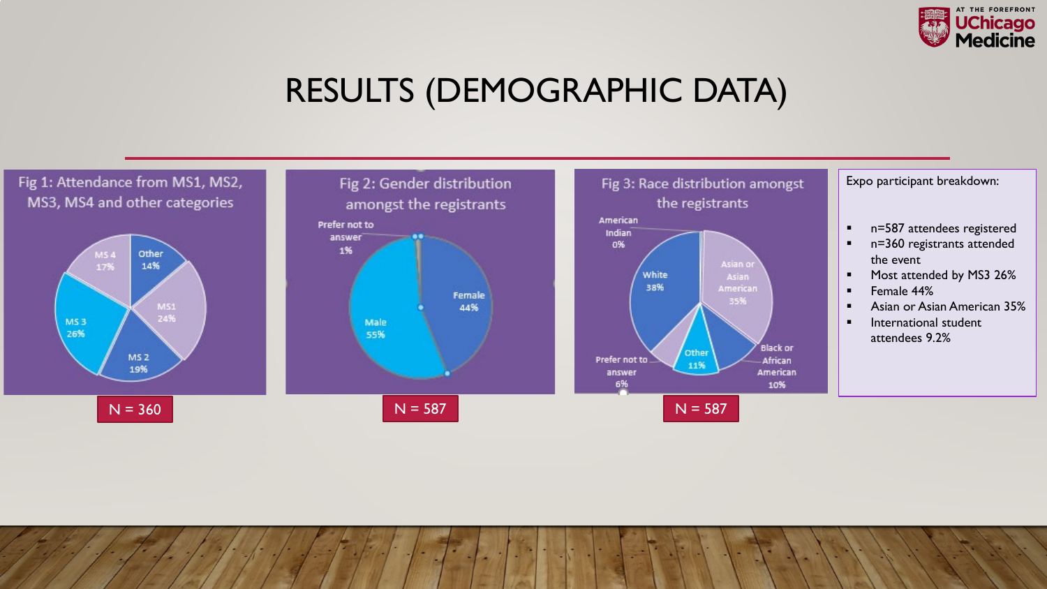# RESULTS (DEMOGRAPHIC DATA)

**Fig 1: Attendance from MS1, MS2, MS3, MS4 and other categories**

| Category | Percentage |
| --- | --- |
| MS 1 | 24% |
| MS 2 | 19% |
| MS 3 | 26% |
| MS 4 | 17% |
| Other | 14% |

N = 360

**Fig 2: Gender distribution amongst the registrants**

| Gender | Percentage |
| --- | --- |
| Female | 44% |
| Male | 55% |
| Prefer not to answer | 1% |

N = 587

**Fig 3: Race distribution amongst the registrants**

| Race | Percentage |
| --- | --- |
| American Indian | 0% |
| Asian or Asian American | 35% |
| Black or African American | 10% |
| Other | 11% |
| Prefer not to answer | 6% |
| White | 38% |

N = 587

Expo participant breakdown:

- n=587 attendees registered
- n=360 registrants attended the event
- Most attended by MS3 26%
- Female 44%
- Asian or Asian American 35%
- International student attendees 9.2%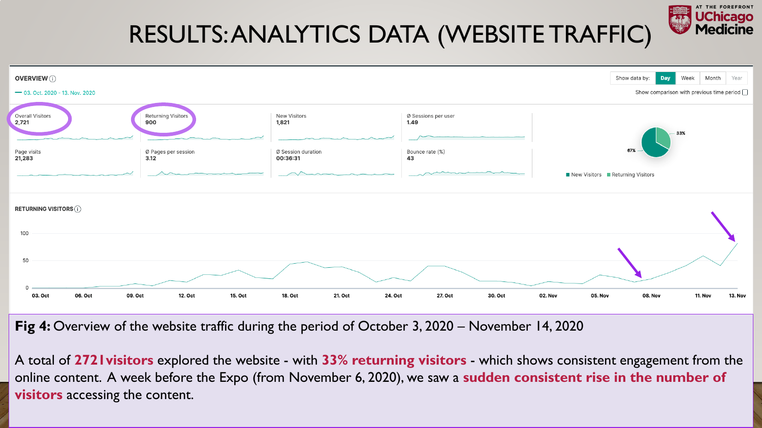# RESULTS: ANALYTICS DATA (WEBSITE TRAFFIC)

**OVERVIEW**

— 03. Oct. 2020 - 13. Nov. 2020

Show data by: Day | Week | Month | Year

Show comparison with previous time period

| Overall Visitors | Returning Visitors | New Visitors | Ø Sessions per user |
|---|---|---|---|
| 2,721 | 900 | 1,821 | 1.49 |

| Page visits | Ø Pages per session | Ø Session duration | Bounce rate (%) |
|---|---|---|---|
| 21,283 | 3.12 | 00:36:31 | 43 |

New Visitors 67% | Returning Visitors 33%

**RETURNING VISITORS**

**Fig 4:** Overview of the website traffic during the period of October 3, 2020 – November 14, 2020

A total of **2721 visitors** explored the website - with **33% returning visitors** - which shows consistent engagement from the online content. A week before the Expo (from November 6, 2020), we saw a **sudden consistent rise in the number of visitors** accessing the content.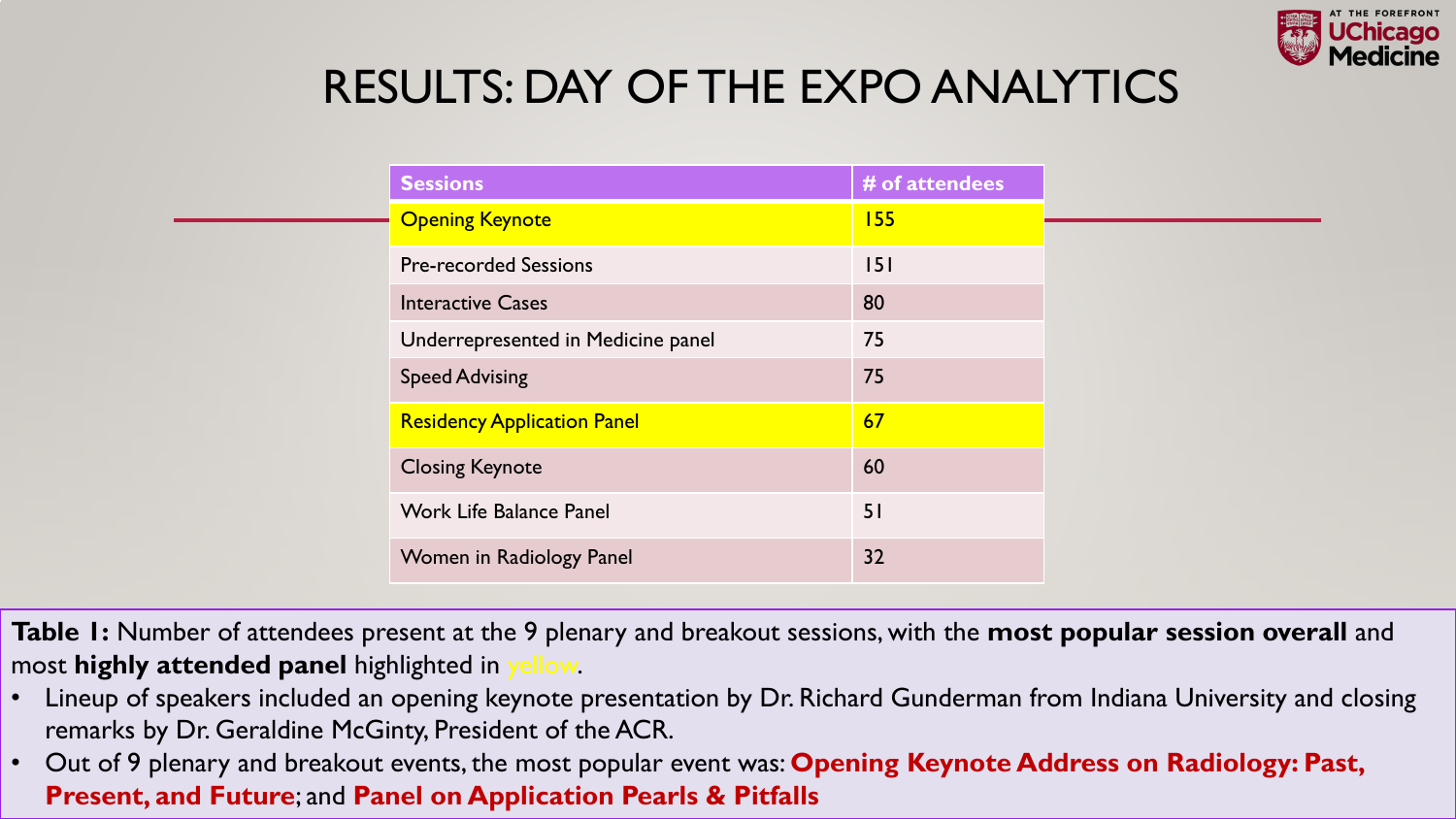# RESULTS: DAY OF THE EXPO ANALYTICS

| Sessions | # of attendees |
| --- | --- |
| Opening Keynote | 155 |
| Pre-recorded Sessions | 151 |
| Interactive Cases | 80 |
| Underrepresented in Medicine panel | 75 |
| Speed Advising | 75 |
| Residency Application Panel | 67 |
| Closing Keynote | 60 |
| Work Life Balance Panel | 51 |
| Women in Radiology Panel | 32 |

**Table 1:** Number of attendees present at the 9 plenary and breakout sessions, with the **most popular session overall** and most **highly attended panel** highlighted in yellow.

- Lineup of speakers included an opening keynote presentation by Dr. Richard Gunderman from Indiana University and closing remarks by Dr. Geraldine McGinty, President of the ACR.
- Out of 9 plenary and breakout events, the most popular event was: **Opening Keynote Address on Radiology: Past, Present, and Future**; and **Panel on Application Pearls & Pitfalls**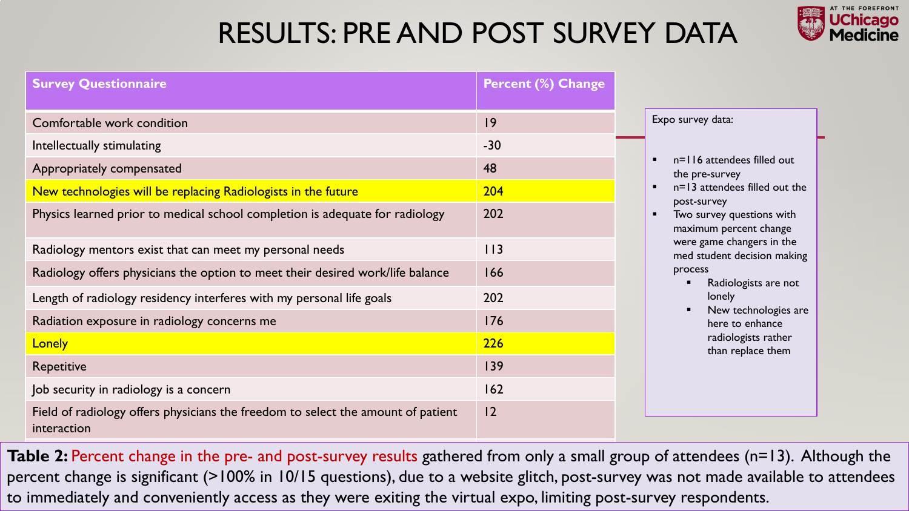# RESULTS: PRE AND POST SURVEY DATA

| Survey Questionnaire | Percent (%) Change |
| --- | --- |
| Comfortable work condition | 19 |
| Intellectually stimulating | -30 |
| Appropriately compensated | 48 |
| New technologies will be replacing Radiologists in the future | 204 |
| Physics learned prior to medical school completion is adequate for radiology | 202 |
| Radiology mentors exist that can meet my personal needs | 113 |
| Radiology offers physicians the option to meet their desired work/life balance | 166 |
| Length of radiology residency interferes with my personal life goals | 202 |
| Radiation exposure in radiology concerns me | 176 |
| Lonely | 226 |
| Repetitive | 139 |
| Job security in radiology is a concern | 162 |
| Field of radiology offers physicians the freedom to select the amount of patient interaction | 12 |

Expo survey data:

- n=116 attendees filled out the pre-survey
- n=13 attendees filled out the post-survey
- Two survey questions with maximum percent change were game changers in the med student decision making process
  - Radiologists are not lonely
  - New technologies are here to enhance radiologists rather than replace them

**Table 2:** Percent change in the pre- and post-survey results gathered from only a small group of attendees (n=13). Although the percent change is significant (>100% in 10/15 questions), due to a website glitch, post-survey was not made available to attendees to immediately and conveniently access as they were exiting the virtual expo, limiting post-survey respondents.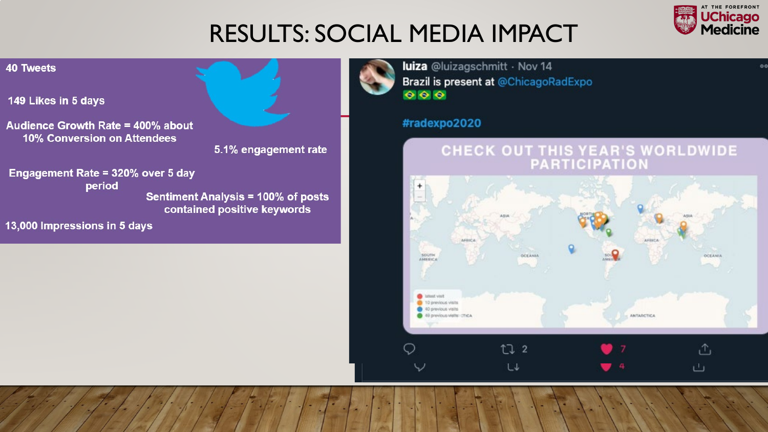# RESULTS: SOCIAL MEDIA IMPACT

40 Tweets

149 Likes in 5 days

Audience Growth Rate = 400% about 10% Conversion on Attendees

5.1% engagement rate

Engagement Rate = 320% over 5 day period

Sentiment Analysis = 100% of posts contained positive keywords

13,000 Impressions in 5 days

luiza @luizagschmitt · Nov 14

Brazil is present at @ChicagoRadExpo 🇧🇷🇧🇷🇧🇷

#radexpo2020

CHECK OUT THIS YEAR'S WORLDWIDE PARTICIPATION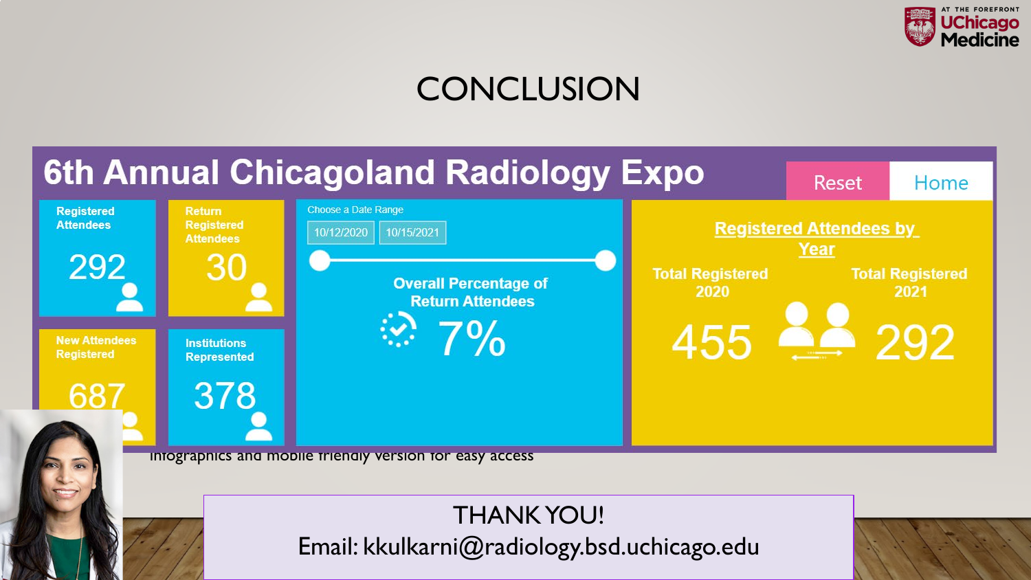# CONCLUSION

## 6th Annual Chicagoland Radiology Expo

Reset | Home

Registered Attendees
292

Return Registered Attendees
30

New Attendees Registered
687

Institutions Represented
378

Choose a Date Range
10/12/2020 — 10/15/2021

Overall Percentage of Return Attendees
7%

**Registered Attendees by Year**

Total Registered 2020
455

Total Registered 2021
292

infographics and mobile friendly version for easy access

THANK YOU!
Email: kkulkarni@radiology.bsd.uchicago.edu